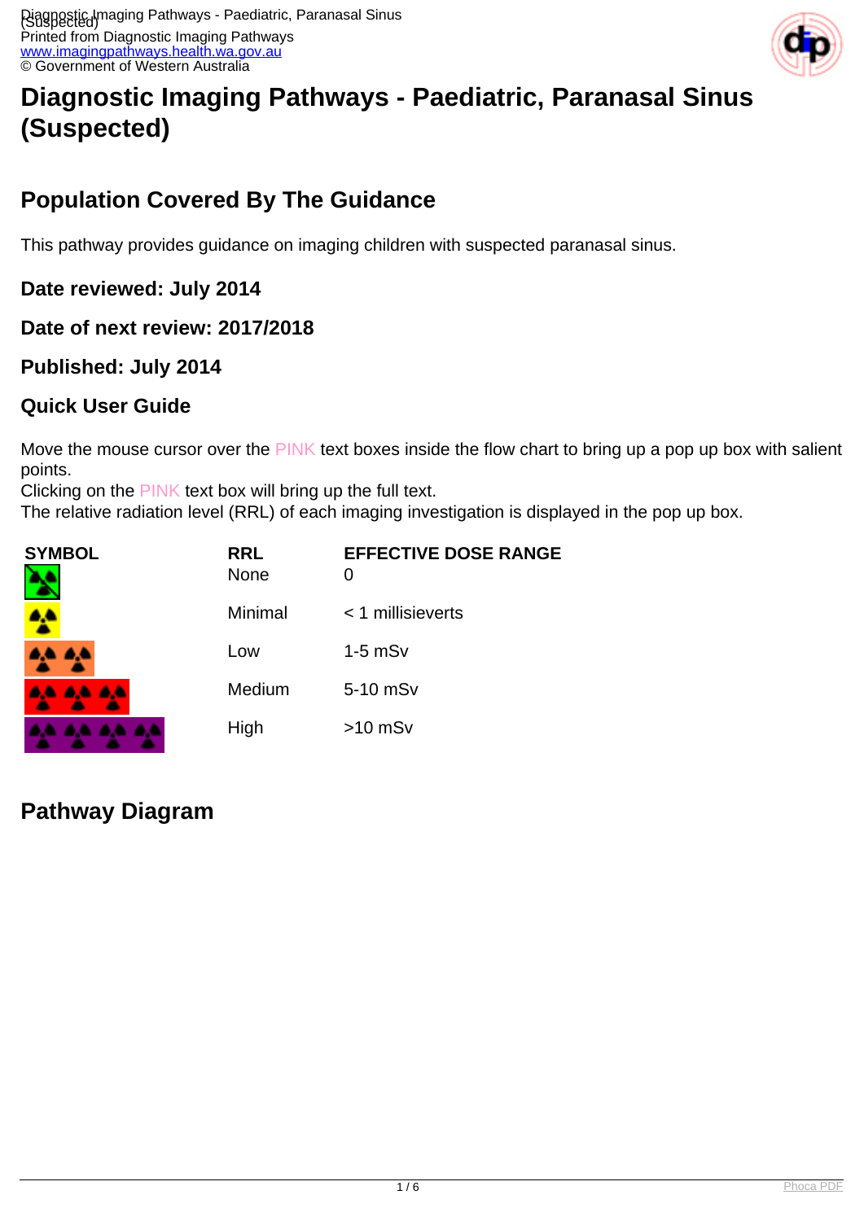# Diagnostic Imaging Pathways - Paediatric, Paranasal Sinus (Suspected)

## Population Covered By The Guidance

This pathway provides guidance on imaging children with suspected paranasal sinus.

### Date reviewed: July 2014

### Date of next review: 2017/2018

### Published: July 2014

### Quick User Guide

Move the mouse cursor over the PINK text boxes inside the flow chart to bring up a pop up box with salient points.
Clicking on the PINK text box will bring up the full text.
The relative radiation level (RRL) of each imaging investigation is displayed in the pop up box.

| SYMBOL | RRL | EFFECTIVE DOSE RANGE |
|---|---|---|
| | None | 0 |
| | Minimal | < 1 millisieverts |
| | Low | 1-5 mSv |
| | Medium | 5-10 mSv |
| | High | >10 mSv |

## Pathway Diagram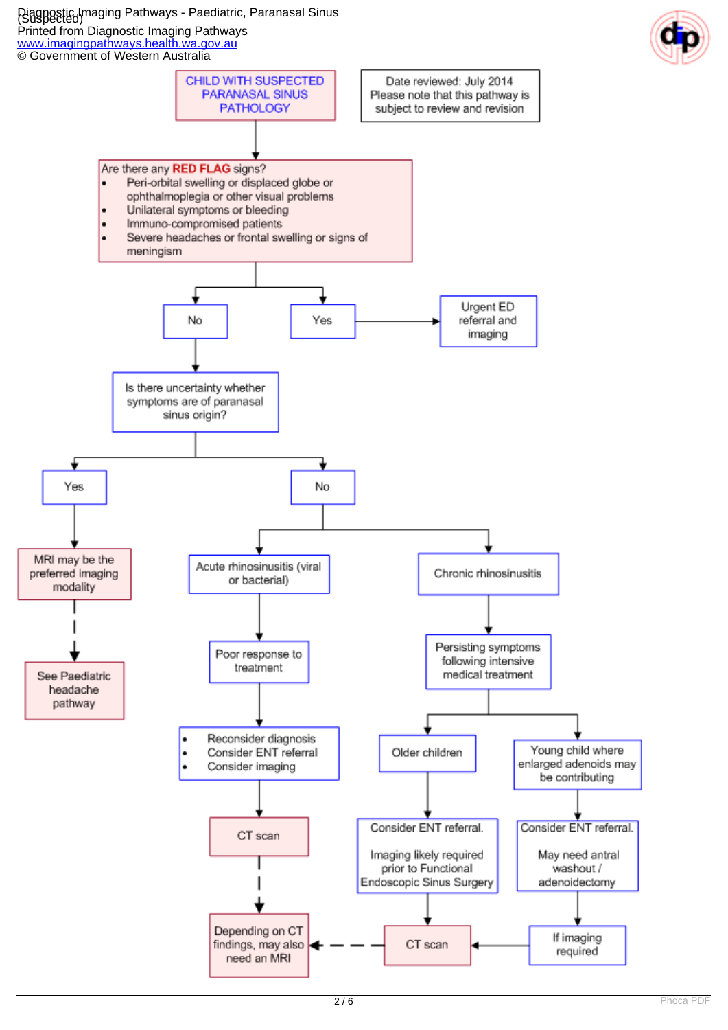CHILD WITH SUSPECTED PARANASAL SINUS PATHOLOGY

Date reviewed: July 2014
Please note that this pathway is subject to review and revision

Are there any **RED FLAG** signs?

- Peri-orbital swelling or displaced globe or ophthalmoplegia or other visual problems
- Unilateral symptoms or bleeding
- Immuno-compromised patients
- Severe headaches or frontal swelling or signs of meningism

**Yes** → Urgent ED referral and imaging

**No** → Is there uncertainty whether symptoms are of paranasal sinus origin?

- **Yes** → MRI may be the preferred imaging modality → See Paediatric headache pathway
- **No** →
  - Acute rhinosinusitis (viral or bacterial) → Poor response to treatment →
    - Reconsider diagnosis
    - Consider ENT referral
    - Consider imaging

    → CT scan → Depending on CT findings, may also need an MRI
  - Chronic rhinosinusitis → Persisting symptoms following intensive medical treatment →
    - Older children → Consider ENT referral. Imaging likely required prior to Functional Endoscopic Sinus Surgery → CT scan → Depending on CT findings, may also need an MRI
    - Young child where enlarged adenoids may be contributing → Consider ENT referral. May need antral washout / adenoidectomy → If imaging required → CT scan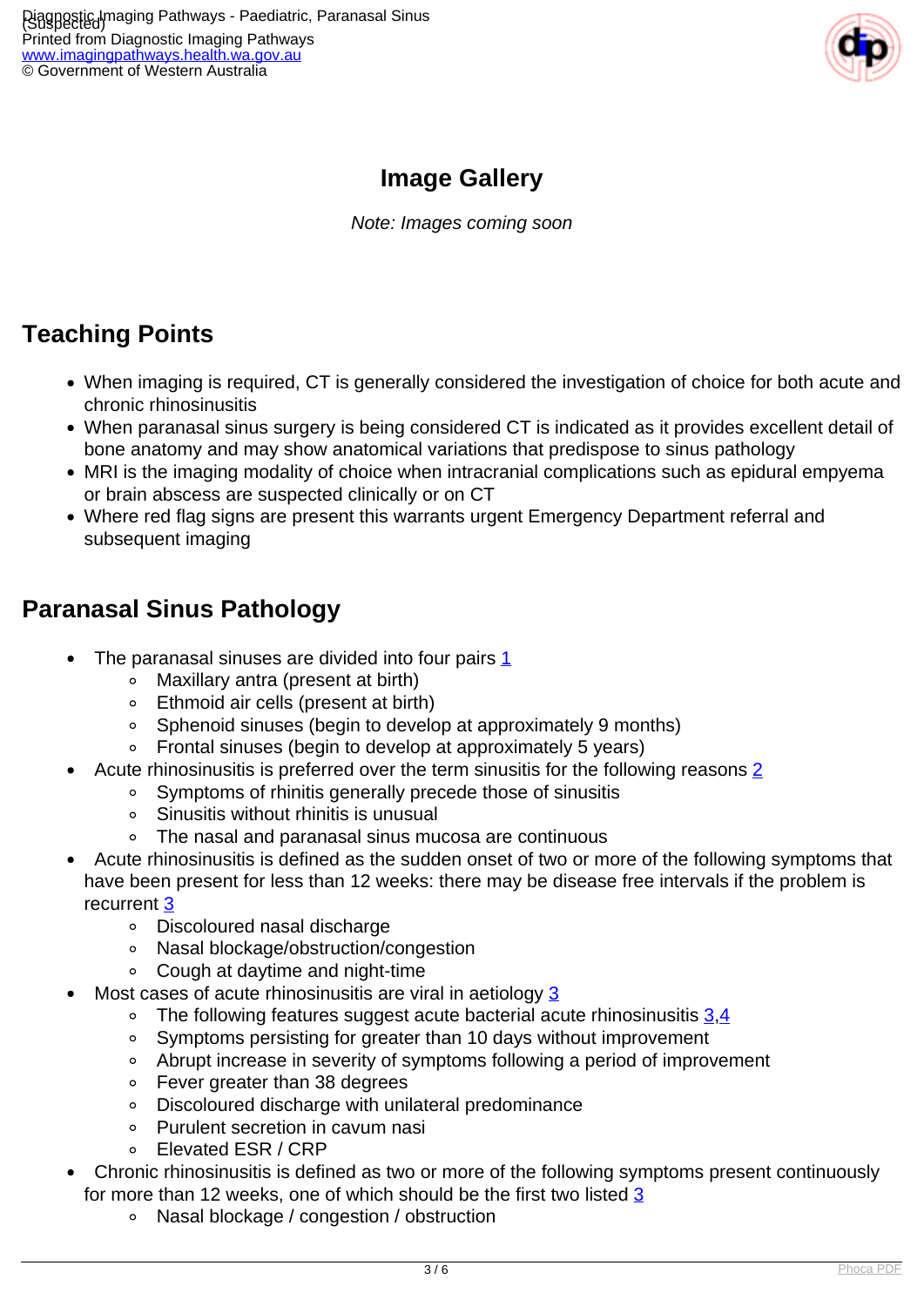## Image Gallery

*Note: Images coming soon*

## Teaching Points

- When imaging is required, CT is generally considered the investigation of choice for both acute and chronic rhinosinusitis
- When paranasal sinus surgery is being considered CT is indicated as it provides excellent detail of bone anatomy and may show anatomical variations that predispose to sinus pathology
- MRI is the imaging modality of choice when intracranial complications such as epidural empyema or brain abscess are suspected clinically or on CT
- Where red flag signs are present this warrants urgent Emergency Department referral and subsequent imaging

## Paranasal Sinus Pathology

- The paranasal sinuses are divided into four pairs [1]
  - Maxillary antra (present at birth)
  - Ethmoid air cells (present at birth)
  - Sphenoid sinuses (begin to develop at approximately 9 months)
  - Frontal sinuses (begin to develop at approximately 5 years)
- Acute rhinosinusitis is preferred over the term sinusitis for the following reasons [2]
  - Symptoms of rhinitis generally precede those of sinusitis
  - Sinusitis without rhinitis is unusual
  - The nasal and paranasal sinus mucosa are continuous
- Acute rhinosinusitis is defined as the sudden onset of two or more of the following symptoms that have been present for less than 12 weeks: there may be disease free intervals if the problem is recurrent [3]
  - Discoloured nasal discharge
  - Nasal blockage/obstruction/congestion
  - Cough at daytime and night-time
- Most cases of acute rhinosinusitis are viral in aetiology [3]
  - The following features suggest acute bacterial acute rhinosinusitis [3,4]
  - Symptoms persisting for greater than 10 days without improvement
  - Abrupt increase in severity of symptoms following a period of improvement
  - Fever greater than 38 degrees
  - Discoloured discharge with unilateral predominance
  - Purulent secretion in cavum nasi
  - Elevated ESR / CRP
- Chronic rhinosinusitis is defined as two or more of the following symptoms present continuously for more than 12 weeks, one of which should be the first two listed [3]
  - Nasal blockage / congestion / obstruction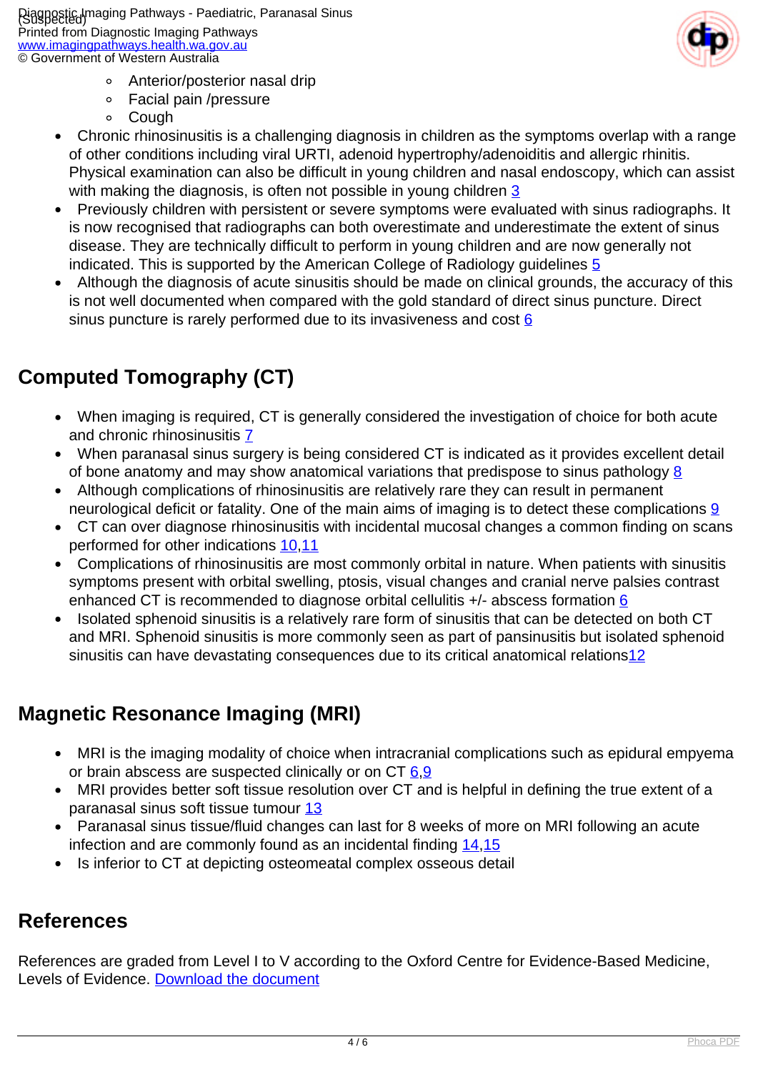- Anterior/posterior nasal drip
    - Facial pain /pressure
    - Cough
- Chronic rhinosinusitis is a challenging diagnosis in children as the symptoms overlap with a range of other conditions including viral URTI, adenoid hypertrophy/adenoiditis and allergic rhinitis. Physical examination can also be difficult in young children and nasal endoscopy, which can assist with making the diagnosis, is often not possible in young children 3
- Previously children with persistent or severe symptoms were evaluated with sinus radiographs. It is now recognised that radiographs can both overestimate and underestimate the extent of sinus disease. They are technically difficult to perform in young children and are now generally not indicated. This is supported by the American College of Radiology guidelines 5
- Although the diagnosis of acute sinusitis should be made on clinical grounds, the accuracy of this is not well documented when compared with the gold standard of direct sinus puncture. Direct sinus puncture is rarely performed due to its invasiveness and cost 6

## Computed Tomography (CT)

- When imaging is required, CT is generally considered the investigation of choice for both acute and chronic rhinosinusitis 7
- When paranasal sinus surgery is being considered CT is indicated as it provides excellent detail of bone anatomy and may show anatomical variations that predispose to sinus pathology 8
- Although complications of rhinosinusitis are relatively rare they can result in permanent neurological deficit or fatality. One of the main aims of imaging is to detect these complications 9
- CT can over diagnose rhinosinusitis with incidental mucosal changes a common finding on scans performed for other indications 10,11
- Complications of rhinosinusitis are most commonly orbital in nature. When patients with sinusitis symptoms present with orbital swelling, ptosis, visual changes and cranial nerve palsies contrast enhanced CT is recommended to diagnose orbital cellulitis +/- abscess formation 6
- Isolated sphenoid sinusitis is a relatively rare form of sinusitis that can be detected on both CT and MRI. Sphenoid sinusitis is more commonly seen as part of pansinusitis but isolated sphenoid sinusitis can have devastating consequences due to its critical anatomical relations12

## Magnetic Resonance Imaging (MRI)

- MRI is the imaging modality of choice when intracranial complications such as epidural empyema or brain abscess are suspected clinically or on CT 6,9
- MRI provides better soft tissue resolution over CT and is helpful in defining the true extent of a paranasal sinus soft tissue tumour 13
- Paranasal sinus tissue/fluid changes can last for 8 weeks of more on MRI following an acute infection and are commonly found as an incidental finding 14,15
- Is inferior to CT at depicting osteomeatal complex osseous detail

## References

References are graded from Level I to V according to the Oxford Centre for Evidence-Based Medicine, Levels of Evidence. Download the document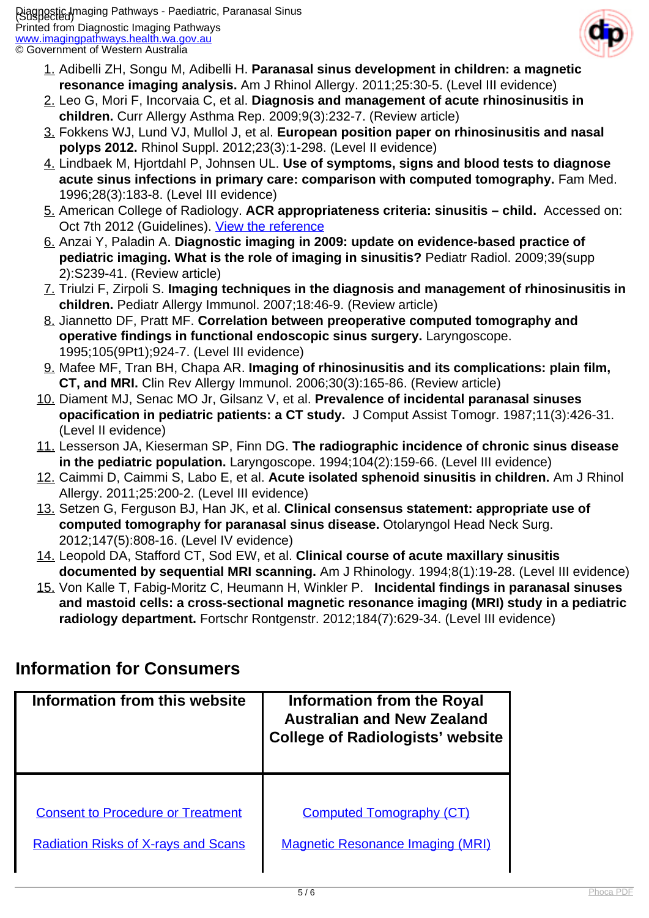1. Adibelli ZH, Songu M, Adibelli H. **Paranasal sinus development in children: a magnetic resonance imaging analysis.** Am J Rhinol Allergy. 2011;25:30-5. (Level III evidence)
2. Leo G, Mori F, Incorvaia C, et al. **Diagnosis and management of acute rhinosinusitis in children.** Curr Allergy Asthma Rep. 2009;9(3):232-7. (Review article)
3. Fokkens WJ, Lund VJ, Mullol J, et al. **European position paper on rhinosinusitis and nasal polyps 2012.** Rhinol Suppl. 2012;23(3):1-298. (Level II evidence)
4. Lindbaek M, Hjortdahl P, Johnsen UL. **Use of symptoms, signs and blood tests to diagnose acute sinus infections in primary care: comparison with computed tomography.** Fam Med. 1996;28(3):183-8. (Level III evidence)
5. American College of Radiology. **ACR appropriateness criteria: sinusitis – child.** Accessed on: Oct 7th 2012 (Guidelines). View the reference
6. Anzai Y, Paladin A. **Diagnostic imaging in 2009: update on evidence-based practice of pediatric imaging. What is the role of imaging in sinusitis?** Pediatr Radiol. 2009;39(supp 2):S239-41. (Review article)
7. Triulzi F, Zirpoli S. **Imaging techniques in the diagnosis and management of rhinosinusitis in children.** Pediatr Allergy Immunol. 2007;18:46-9. (Review article)
8. Jiannetto DF, Pratt MF. **Correlation between preoperative computed tomography and operative findings in functional endoscopic sinus surgery.** Laryngoscope. 1995;105(9Pt1);924-7. (Level III evidence)
9. Mafee MF, Tran BH, Chapa AR. **Imaging of rhinosinusitis and its complications: plain film, CT, and MRI.** Clin Rev Allergy Immunol. 2006;30(3):165-86. (Review article)
10. Diament MJ, Senac MO Jr, Gilsanz V, et al. **Prevalence of incidental paranasal sinuses opacification in pediatric patients: a CT study.** J Comput Assist Tomogr. 1987;11(3):426-31. (Level II evidence)
11. Lesserson JA, Kieserman SP, Finn DG. **The radiographic incidence of chronic sinus disease in the pediatric population.** Laryngoscope. 1994;104(2):159-66. (Level III evidence)
12. Caimmi D, Caimmi S, Labo E, et al. **Acute isolated sphenoid sinusitis in children.** Am J Rhinol Allergy. 2011;25:200-2. (Level III evidence)
13. Setzen G, Ferguson BJ, Han JK, et al. **Clinical consensus statement: appropriate use of computed tomography for paranasal sinus disease.** Otolaryngol Head Neck Surg. 2012;147(5):808-16. (Level IV evidence)
14. Leopold DA, Stafford CT, Sod EW, et al. **Clinical course of acute maxillary sinusitis documented by sequential MRI scanning.** Am J Rhinology. 1994;8(1):19-28. (Level III evidence)
15. Von Kalle T, Fabig-Moritz C, Heumann H, Winkler P. **Incidental findings in paranasal sinuses and mastoid cells: a cross-sectional magnetic resonance imaging (MRI) study in a pediatric radiology department.** Fortschr Rontgenstr. 2012;184(7):629-34. (Level III evidence)

## Information for Consumers

| Information from this website | Information from the Royal Australian and New Zealand College of Radiologists' website |
|---|---|
| Consent to Procedure or Treatment | Computed Tomography (CT) |
| Radiation Risks of X-rays and Scans | Magnetic Resonance Imaging (MRI) |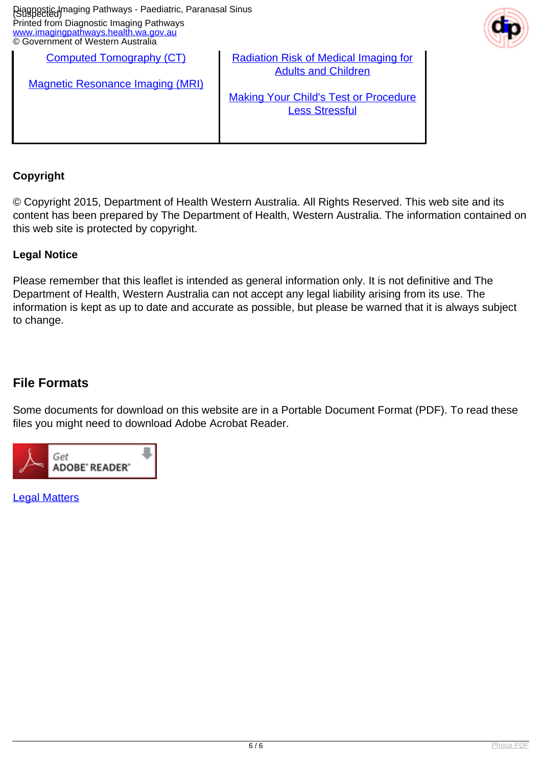| | |
|---|---|
| Computed Tomography (CT) | Radiation Risk of Medical Imaging for Adults and Children |
| Magnetic Resonance Imaging (MRI) | Making Your Child's Test or Procedure Less Stressful |

**Copyright**

© Copyright 2015, Department of Health Western Australia. All Rights Reserved. This web site and its content has been prepared by The Department of Health, Western Australia. The information contained on this web site is protected by copyright.

**Legal Notice**

Please remember that this leaflet is intended as general information only. It is not definitive and The Department of Health, Western Australia can not accept any legal liability arising from its use. The information is kept as up to date and accurate as possible, but please be warned that it is always subject to change.

## File Formats

Some documents for download on this website are in a Portable Document Format (PDF). To read these files you might need to download Adobe Acrobat Reader.

Get ADOBE READER

Legal Matters